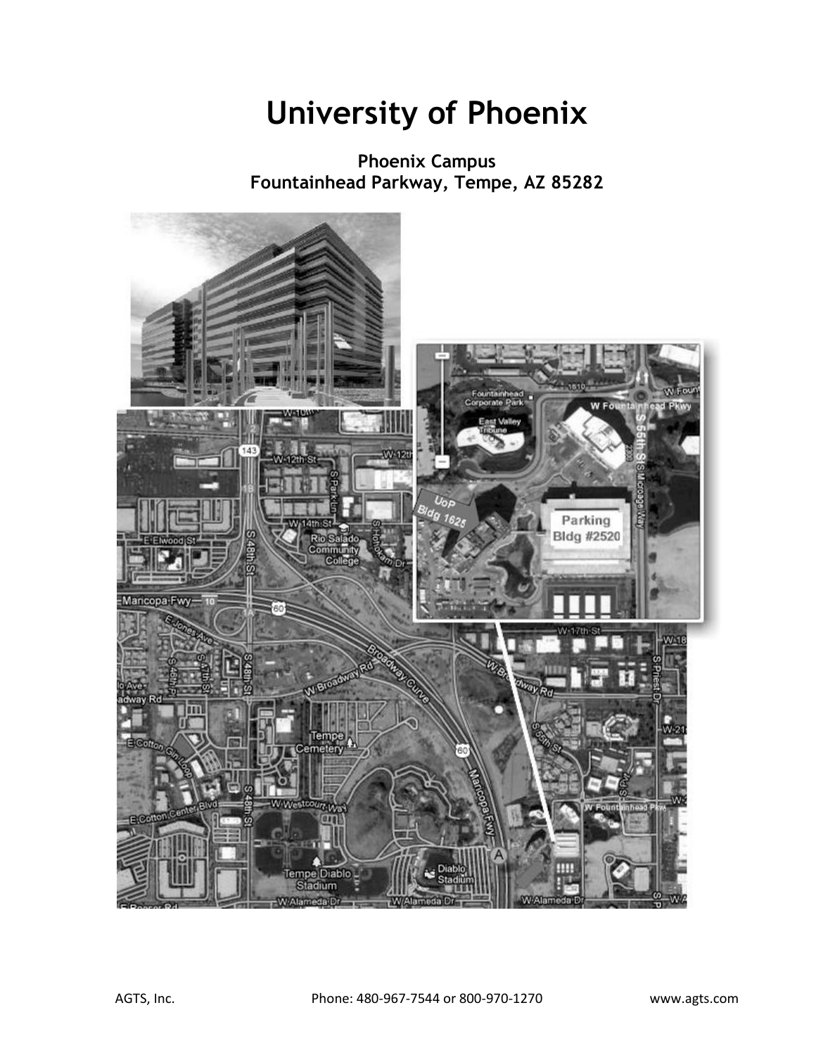# University of Phoenix

**Phoenix Campus**
**Fountainhead Parkway, Tempe, AZ 85282**

AGTS, Inc. Phone: 480-967-7544 or 800-970-1270 www.agts.com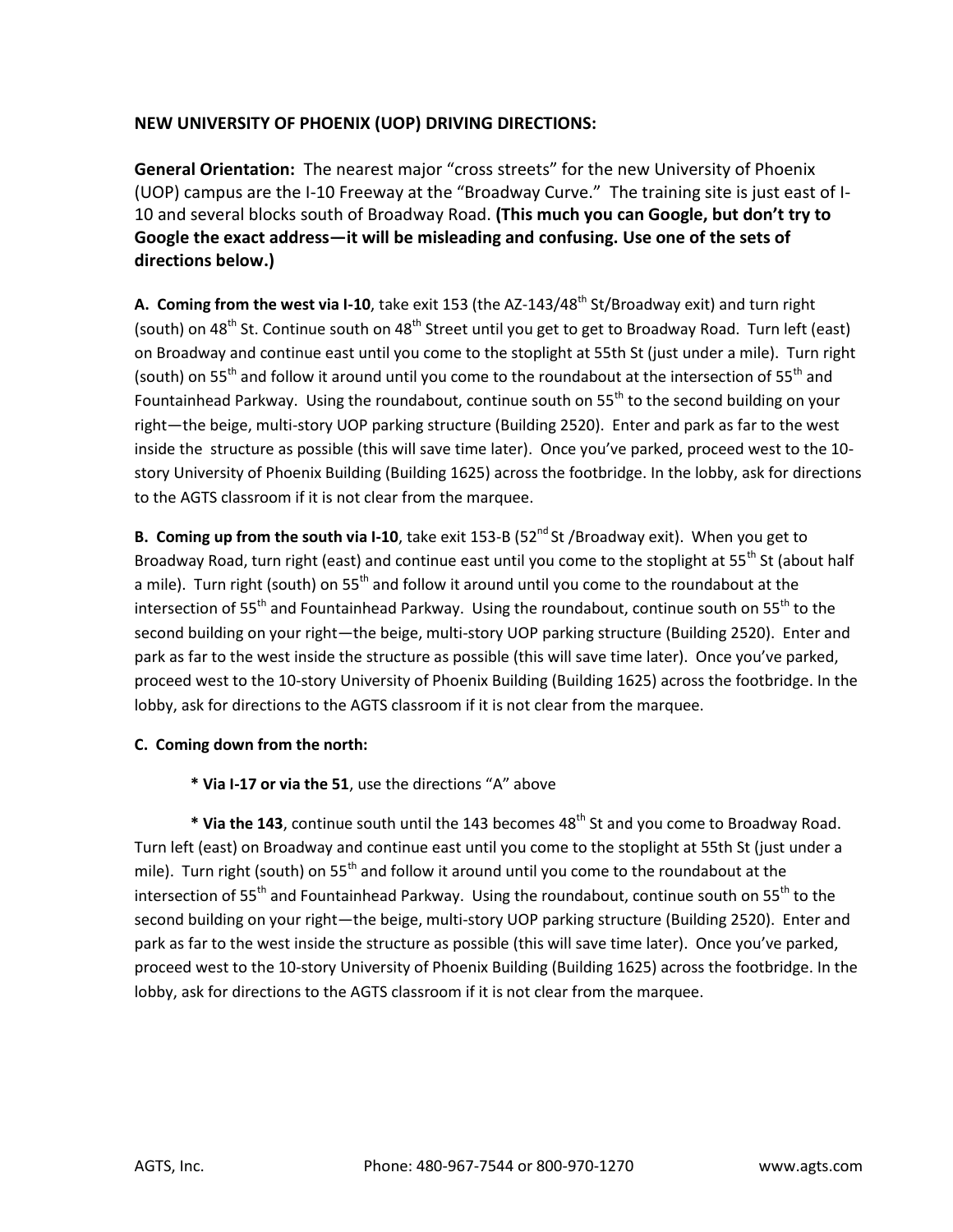## NEW UNIVERSITY OF PHOENIX (UOP) DRIVING DIRECTIONS:

**General Orientation:** The nearest major "cross streets" for the new University of Phoenix (UOP) campus are the I-10 Freeway at the "Broadway Curve." The training site is just east of I-10 and several blocks south of Broadway Road. **(This much you can Google, but don't try to Google the exact address—it will be misleading and confusing. Use one of the sets of directions below.)**

**A. Coming from the west via I-10**, take exit 153 (the AZ-143/48th St/Broadway exit) and turn right (south) on 48th St. Continue south on 48th Street until you get to get to Broadway Road. Turn left (east) on Broadway and continue east until you come to the stoplight at 55th St (just under a mile). Turn right (south) on 55th and follow it around until you come to the roundabout at the intersection of 55th and Fountainhead Parkway. Using the roundabout, continue south on 55th to the second building on your right—the beige, multi-story UOP parking structure (Building 2520). Enter and park as far to the west inside the structure as possible (this will save time later). Once you've parked, proceed west to the 10-story University of Phoenix Building (Building 1625) across the footbridge. In the lobby, ask for directions to the AGTS classroom if it is not clear from the marquee.

**B. Coming up from the south via I-10**, take exit 153-B (52nd St /Broadway exit). When you get to Broadway Road, turn right (east) and continue east until you come to the stoplight at 55th St (about half a mile). Turn right (south) on 55th and follow it around until you come to the roundabout at the intersection of 55th and Fountainhead Parkway. Using the roundabout, continue south on 55th to the second building on your right—the beige, multi-story UOP parking structure (Building 2520). Enter and park as far to the west inside the structure as possible (this will save time later). Once you've parked, proceed west to the 10-story University of Phoenix Building (Building 1625) across the footbridge. In the lobby, ask for directions to the AGTS classroom if it is not clear from the marquee.

**C. Coming down from the north:**

* **Via I-17 or via the 51**, use the directions "A" above

* **Via the 143**, continue south until the 143 becomes 48th St and you come to Broadway Road. Turn left (east) on Broadway and continue east until you come to the stoplight at 55th St (just under a mile). Turn right (south) on 55th and follow it around until you come to the roundabout at the intersection of 55th and Fountainhead Parkway. Using the roundabout, continue south on 55th to the second building on your right—the beige, multi-story UOP parking structure (Building 2520). Enter and park as far to the west inside the structure as possible (this will save time later). Once you've parked, proceed west to the 10-story University of Phoenix Building (Building 1625) across the footbridge. In the lobby, ask for directions to the AGTS classroom if it is not clear from the marquee.

AGTS, Inc. Phone: 480-967-7544 or 800-970-1270 www.agts.com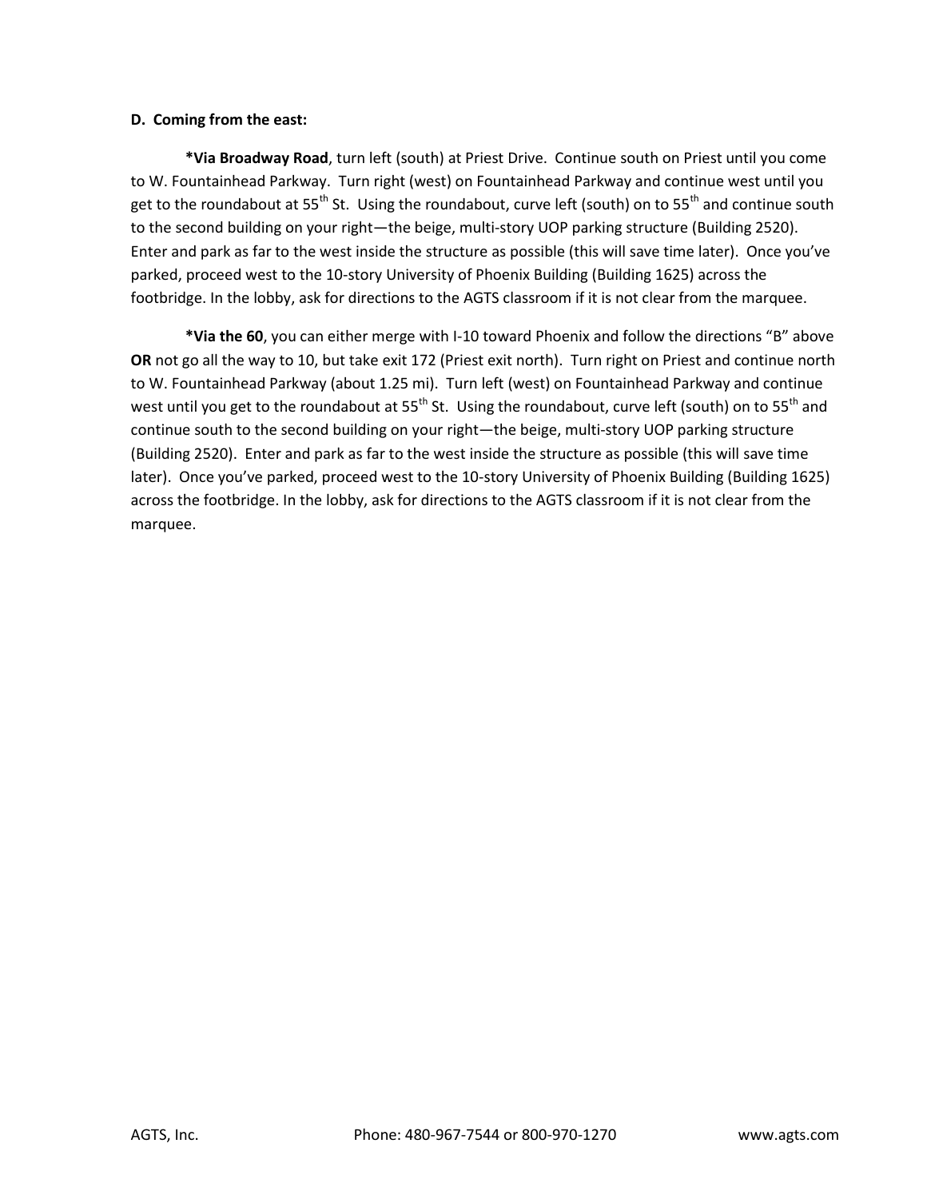**D. Coming from the east:**

***Via Broadway Road**, turn left (south) at Priest Drive. Continue south on Priest until you come to W. Fountainhead Parkway. Turn right (west) on Fountainhead Parkway and continue west until you get to the roundabout at 55th St. Using the roundabout, curve left (south) on to 55th and continue south to the second building on your right—the beige, multi-story UOP parking structure (Building 2520). Enter and park as far to the west inside the structure as possible (this will save time later). Once you've parked, proceed west to the 10-story University of Phoenix Building (Building 1625) across the footbridge. In the lobby, ask for directions to the AGTS classroom if it is not clear from the marquee.

***Via the 60**, you can either merge with I-10 toward Phoenix and follow the directions "B" above **OR** not go all the way to 10, but take exit 172 (Priest exit north). Turn right on Priest and continue north to W. Fountainhead Parkway (about 1.25 mi). Turn left (west) on Fountainhead Parkway and continue west until you get to the roundabout at 55th St. Using the roundabout, curve left (south) on to 55th and continue south to the second building on your right—the beige, multi-story UOP parking structure (Building 2520). Enter and park as far to the west inside the structure as possible (this will save time later). Once you've parked, proceed west to the 10-story University of Phoenix Building (Building 1625) across the footbridge. In the lobby, ask for directions to the AGTS classroom if it is not clear from the marquee.